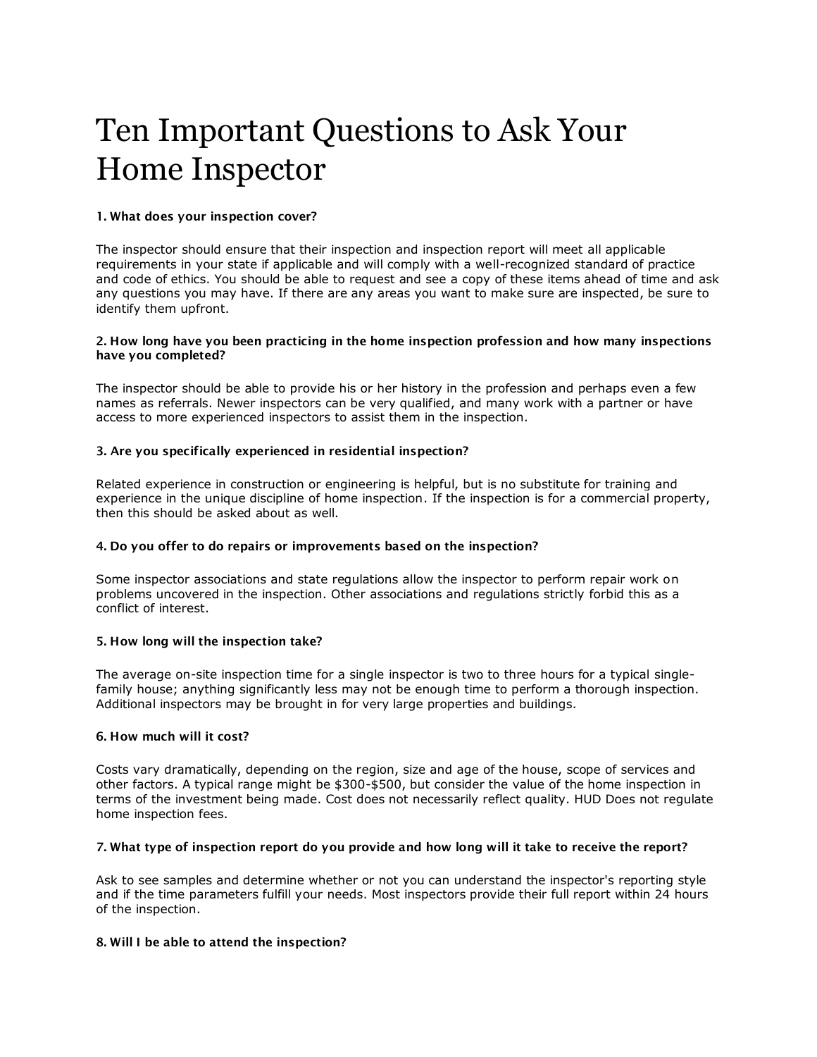# Ten Important Questions to Ask Your Home Inspector

**1. What does your inspection cover?**

The inspector should ensure that their inspection and inspection report will meet all applicable requirements in your state if applicable and will comply with a well-recognized standard of practice and code of ethics. You should be able to request and see a copy of these items ahead of time and ask any questions you may have. If there are any areas you want to make sure are inspected, be sure to identify them upfront.

**2. How long have you been practicing in the home inspection profession and how many inspections have you completed?**

The inspector should be able to provide his or her history in the profession and perhaps even a few names as referrals. Newer inspectors can be very qualified, and many work with a partner or have access to more experienced inspectors to assist them in the inspection.

**3. Are you specifically experienced in residential inspection?**

Related experience in construction or engineering is helpful, but is no substitute for training and experience in the unique discipline of home inspection. If the inspection is for a commercial property, then this should be asked about as well.

**4. Do you offer to do repairs or improvements based on the inspection?**

Some inspector associations and state regulations allow the inspector to perform repair work on problems uncovered in the inspection. Other associations and regulations strictly forbid this as a conflict of interest.

**5. How long will the inspection take?**

The average on-site inspection time for a single inspector is two to three hours for a typical single-family house; anything significantly less may not be enough time to perform a thorough inspection. Additional inspectors may be brought in for very large properties and buildings.

**6. How much will it cost?**

Costs vary dramatically, depending on the region, size and age of the house, scope of services and other factors. A typical range might be $300-$500, but consider the value of the home inspection in terms of the investment being made. Cost does not necessarily reflect quality. HUD Does not regulate home inspection fees.

**7. What type of inspection report do you provide and how long will it take to receive the report?**

Ask to see samples and determine whether or not you can understand the inspector's reporting style and if the time parameters fulfill your needs. Most inspectors provide their full report within 24 hours of the inspection.

**8. Will I be able to attend the inspection?**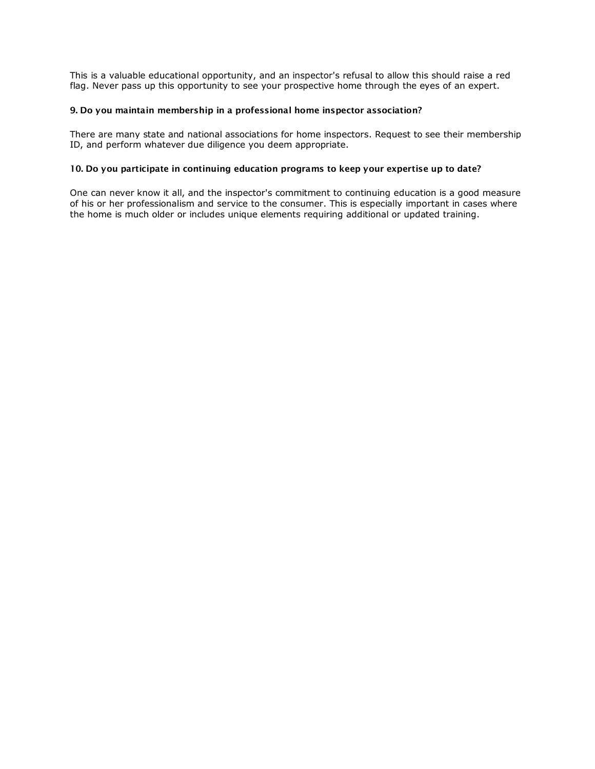This is a valuable educational opportunity, and an inspector's refusal to allow this should raise a red flag. Never pass up this opportunity to see your prospective home through the eyes of an expert.

**9. Do you maintain membership in a professional home inspector association?**

There are many state and national associations for home inspectors. Request to see their membership ID, and perform whatever due diligence you deem appropriate.

**10. Do you participate in continuing education programs to keep your expertise up to date?**

One can never know it all, and the inspector's commitment to continuing education is a good measure of his or her professionalism and service to the consumer. This is especially important in cases where the home is much older or includes unique elements requiring additional or updated training.